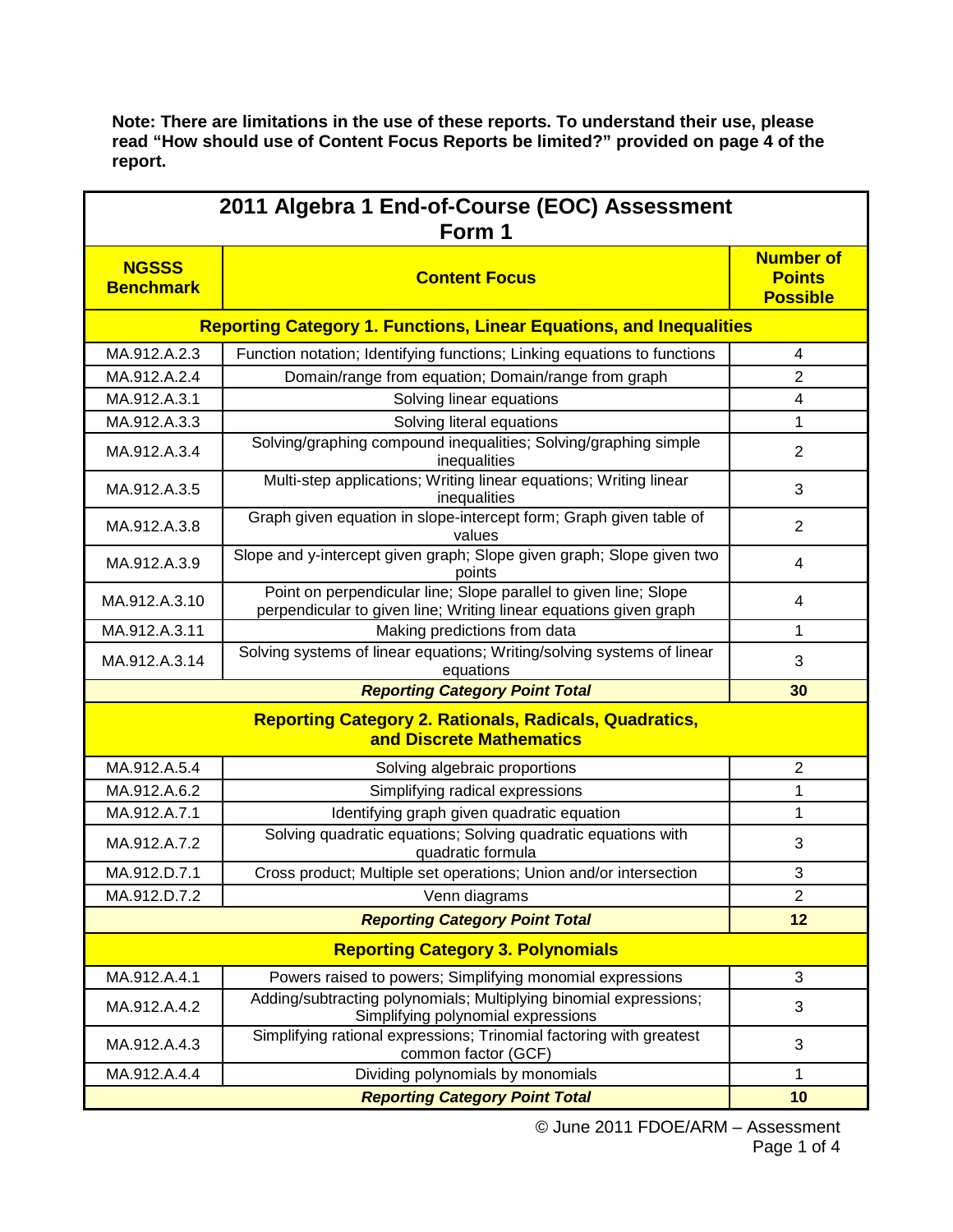**Note: There are limitations in the use of these reports. To understand their use, please read "How should use of Content Focus Reports be limited?" provided on page 4 of the report.**

| 2011 Algebra 1 End-of-Course (EOC) Assessment Form 1 | | |
|---|---|---|
| **NGSSS Benchmark** | **Content Focus** | **Number of Points Possible** |
| **Reporting Category 1. Functions, Linear Equations, and Inequalities** | | |
| MA.912.A.2.3 | Function notation; Identifying functions; Linking equations to functions | 4 |
| MA.912.A.2.4 | Domain/range from equation; Domain/range from graph | 2 |
| MA.912.A.3.1 | Solving linear equations | 4 |
| MA.912.A.3.3 | Solving literal equations | 1 |
| MA.912.A.3.4 | Solving/graphing compound inequalities; Solving/graphing simple inequalities | 2 |
| MA.912.A.3.5 | Multi-step applications; Writing linear equations; Writing linear inequalities | 3 |
| MA.912.A.3.8 | Graph given equation in slope-intercept form; Graph given table of values | 2 |
| MA.912.A.3.9 | Slope and y-intercept given graph; Slope given graph; Slope given two points | 4 |
| MA.912.A.3.10 | Point on perpendicular line; Slope parallel to given line; Slope perpendicular to given line; Writing linear equations given graph | 4 |
| MA.912.A.3.11 | Making predictions from data | 1 |
| MA.912.A.3.14 | Solving systems of linear equations; Writing/solving systems of linear equations | 3 |
| | ***Reporting Category Point Total*** | **30** |
| **Reporting Category 2. Rationals, Radicals, Quadratics, and Discrete Mathematics** | | |
| MA.912.A.5.4 | Solving algebraic proportions | 2 |
| MA.912.A.6.2 | Simplifying radical expressions | 1 |
| MA.912.A.7.1 | Identifying graph given quadratic equation | 1 |
| MA.912.A.7.2 | Solving quadratic equations; Solving quadratic equations with quadratic formula | 3 |
| MA.912.D.7.1 | Cross product; Multiple set operations; Union and/or intersection | 3 |
| MA.912.D.7.2 | Venn diagrams | 2 |
| | ***Reporting Category Point Total*** | **12** |
| **Reporting Category 3. Polynomials** | | |
| MA.912.A.4.1 | Powers raised to powers; Simplifying monomial expressions | 3 |
| MA.912.A.4.2 | Adding/subtracting polynomials; Multiplying binomial expressions; Simplifying polynomial expressions | 3 |
| MA.912.A.4.3 | Simplifying rational expressions; Trinomial factoring with greatest common factor (GCF) | 3 |
| MA.912.A.4.4 | Dividing polynomials by monomials | 1 |
| | ***Reporting Category Point Total*** | **10** |

© June 2011 FDOE/ARM – Assessment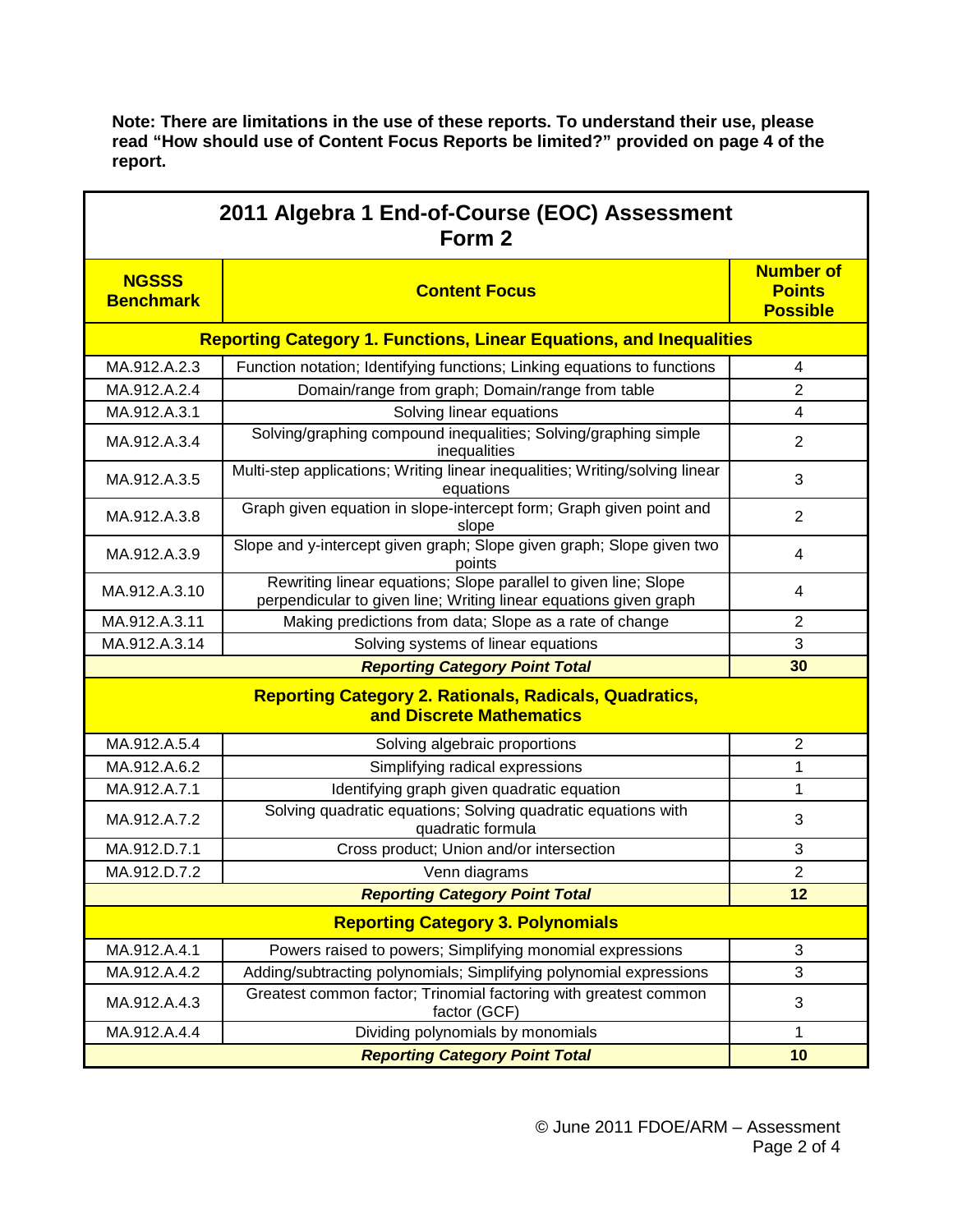**Note: There are limitations in the use of these reports. To understand their use, please read "How should use of Content Focus Reports be limited?" provided on page 4 of the report.**

## 2011 Algebra 1 End-of-Course (EOC) Assessment Form 2

| NGSSS Benchmark | Content Focus | Number of Points Possible |
|---|---|---|
| **Reporting Category 1. Functions, Linear Equations, and Inequalities** | | |
| MA.912.A.2.3 | Function notation; Identifying functions; Linking equations to functions | 4 |
| MA.912.A.2.4 | Domain/range from graph; Domain/range from table | 2 |
| MA.912.A.3.1 | Solving linear equations | 4 |
| MA.912.A.3.4 | Solving/graphing compound inequalities; Solving/graphing simple inequalities | 2 |
| MA.912.A.3.5 | Multi-step applications; Writing linear inequalities; Writing/solving linear equations | 3 |
| MA.912.A.3.8 | Graph given equation in slope-intercept form; Graph given point and slope | 2 |
| MA.912.A.3.9 | Slope and y-intercept given graph; Slope given graph; Slope given two points | 4 |
| MA.912.A.3.10 | Rewriting linear equations; Slope parallel to given line; Slope perpendicular to given line; Writing linear equations given graph | 4 |
| MA.912.A.3.11 | Making predictions from data; Slope as a rate of change | 2 |
| MA.912.A.3.14 | Solving systems of linear equations | 3 |
| ***Reporting Category Point Total*** | | **30** |
| **Reporting Category 2. Rationals, Radicals, Quadratics, and Discrete Mathematics** | | |
| MA.912.A.5.4 | Solving algebraic proportions | 2 |
| MA.912.A.6.2 | Simplifying radical expressions | 1 |
| MA.912.A.7.1 | Identifying graph given quadratic equation | 1 |
| MA.912.A.7.2 | Solving quadratic equations; Solving quadratic equations with quadratic formula | 3 |
| MA.912.D.7.1 | Cross product; Union and/or intersection | 3 |
| MA.912.D.7.2 | Venn diagrams | 2 |
| ***Reporting Category Point Total*** | | **12** |
| **Reporting Category 3. Polynomials** | | |
| MA.912.A.4.1 | Powers raised to powers; Simplifying monomial expressions | 3 |
| MA.912.A.4.2 | Adding/subtracting polynomials; Simplifying polynomial expressions | 3 |
| MA.912.A.4.3 | Greatest common factor; Trinomial factoring with greatest common factor (GCF) | 3 |
| MA.912.A.4.4 | Dividing polynomials by monomials | 1 |
| ***Reporting Category Point Total*** | | **10** |

© June 2011 FDOE/ARM – Assessment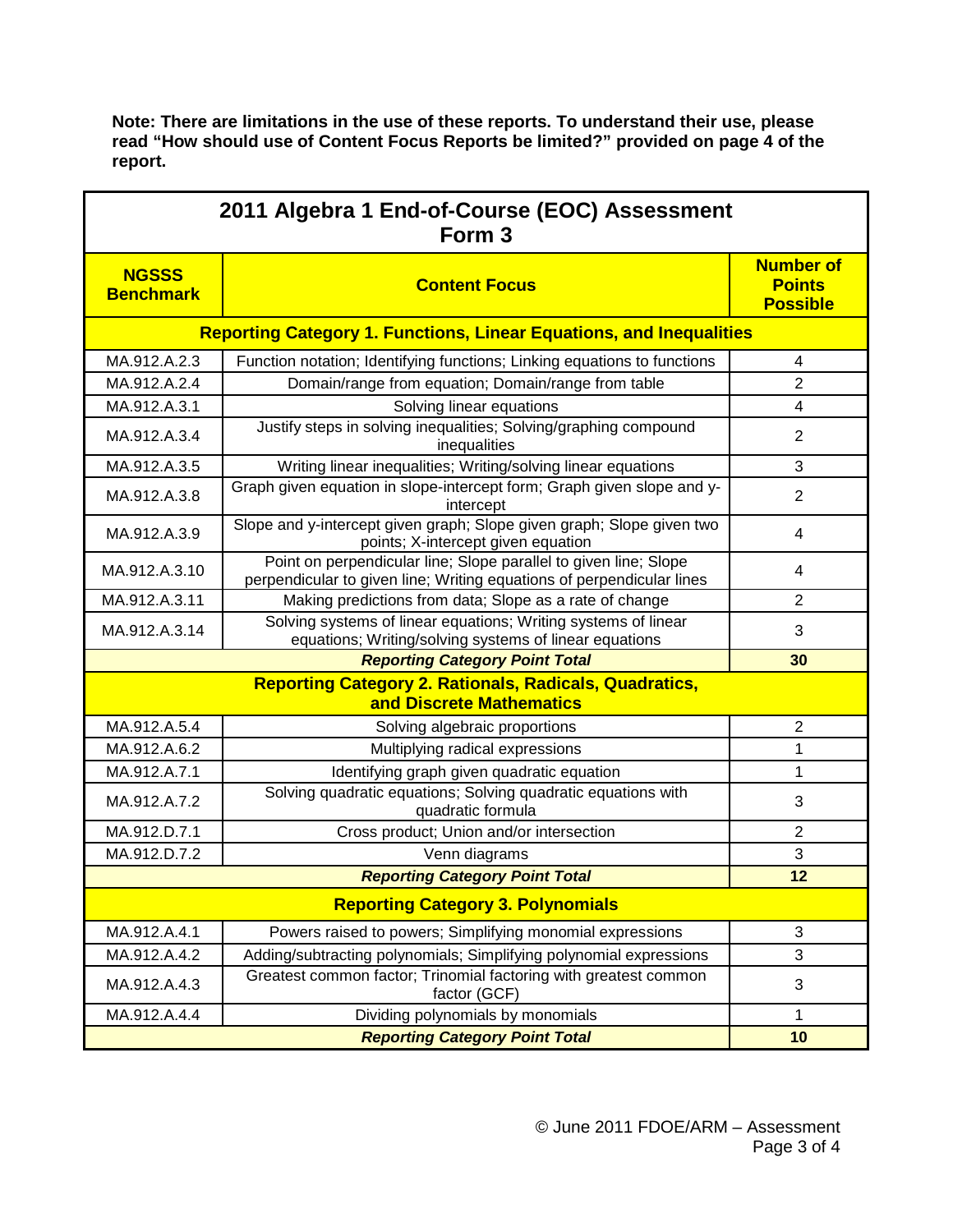**Note: There are limitations in the use of these reports. To understand their use, please read "How should use of Content Focus Reports be limited?" provided on page 4 of the report.**

## 2011 Algebra 1 End-of-Course (EOC) Assessment Form 3

| NGSSS Benchmark | Content Focus | Number of Points Possible |
|---|---|---|
| **Reporting Category 1. Functions, Linear Equations, and Inequalities** | | |
| MA.912.A.2.3 | Function notation; Identifying functions; Linking equations to functions | 4 |
| MA.912.A.2.4 | Domain/range from equation; Domain/range from table | 2 |
| MA.912.A.3.1 | Solving linear equations | 4 |
| MA.912.A.3.4 | Justify steps in solving inequalities; Solving/graphing compound inequalities | 2 |
| MA.912.A.3.5 | Writing linear inequalities; Writing/solving linear equations | 3 |
| MA.912.A.3.8 | Graph given equation in slope-intercept form; Graph given slope and y-intercept | 2 |
| MA.912.A.3.9 | Slope and y-intercept given graph; Slope given graph; Slope given two points; X-intercept given equation | 4 |
| MA.912.A.3.10 | Point on perpendicular line; Slope parallel to given line; Slope perpendicular to given line; Writing equations of perpendicular lines | 4 |
| MA.912.A.3.11 | Making predictions from data; Slope as a rate of change | 2 |
| MA.912.A.3.14 | Solving systems of linear equations; Writing systems of linear equations; Writing/solving systems of linear equations | 3 |
| | ***Reporting Category Point Total*** | **30** |
| **Reporting Category 2. Rationals, Radicals, Quadratics, and Discrete Mathematics** | | |
| MA.912.A.5.4 | Solving algebraic proportions | 2 |
| MA.912.A.6.2 | Multiplying radical expressions | 1 |
| MA.912.A.7.1 | Identifying graph given quadratic equation | 1 |
| MA.912.A.7.2 | Solving quadratic equations; Solving quadratic equations with quadratic formula | 3 |
| MA.912.D.7.1 | Cross product; Union and/or intersection | 2 |
| MA.912.D.7.2 | Venn diagrams | 3 |
| | ***Reporting Category Point Total*** | **12** |
| **Reporting Category 3. Polynomials** | | |
| MA.912.A.4.1 | Powers raised to powers; Simplifying monomial expressions | 3 |
| MA.912.A.4.2 | Adding/subtracting polynomials; Simplifying polynomial expressions | 3 |
| MA.912.A.4.3 | Greatest common factor; Trinomial factoring with greatest common factor (GCF) | 3 |
| MA.912.A.4.4 | Dividing polynomials by monomials | 1 |
| | ***Reporting Category Point Total*** | **10** |

© June 2011 FDOE/ARM – Assessment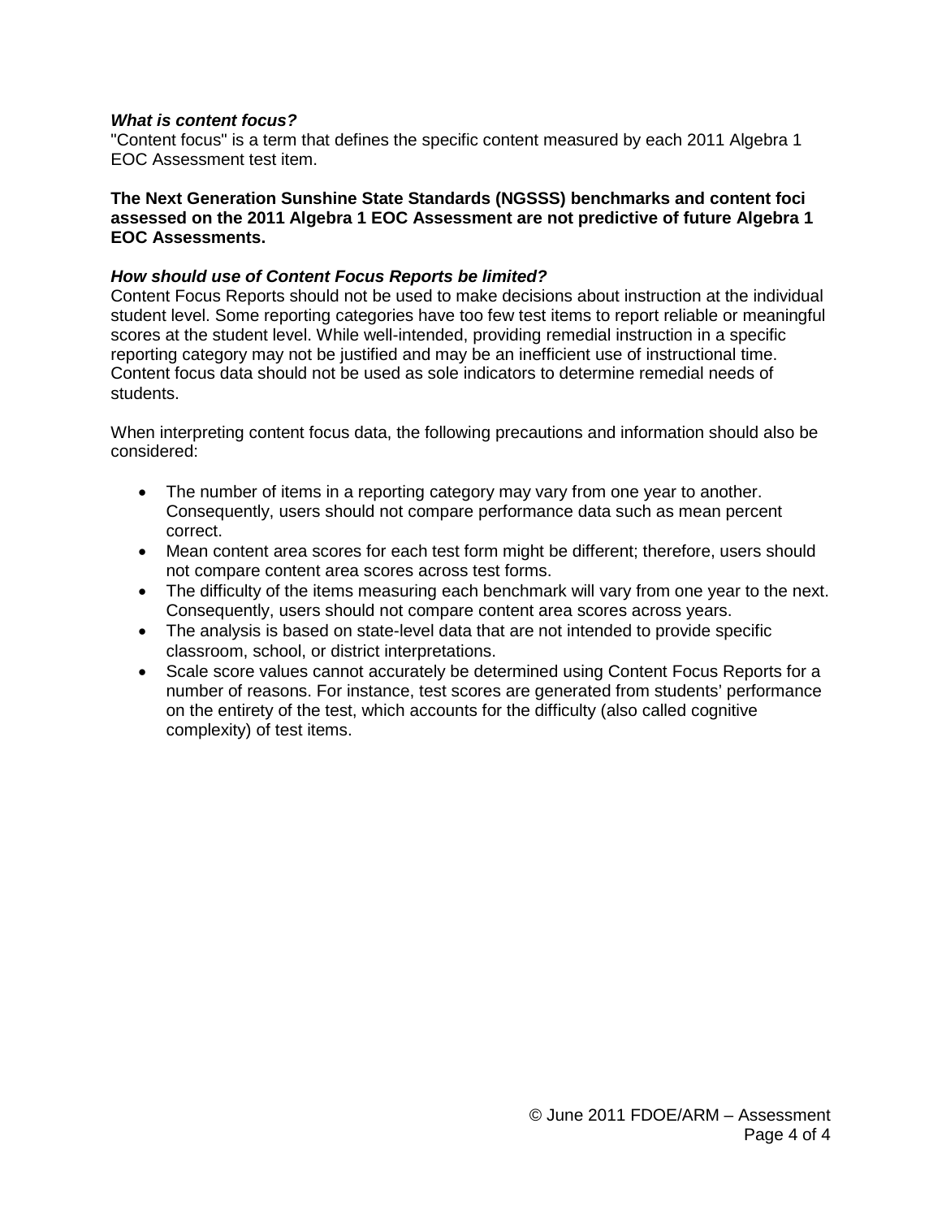***What is content focus?***

"Content focus" is a term that defines the specific content measured by each 2011 Algebra 1 EOC Assessment test item.

**The Next Generation Sunshine State Standards (NGSSS) benchmarks and content foci assessed on the 2011 Algebra 1 EOC Assessment are not predictive of future Algebra 1 EOC Assessments.**

***How should use of Content Focus Reports be limited?***

Content Focus Reports should not be used to make decisions about instruction at the individual student level. Some reporting categories have too few test items to report reliable or meaningful scores at the student level. While well-intended, providing remedial instruction in a specific reporting category may not be justified and may be an inefficient use of instructional time. Content focus data should not be used as sole indicators to determine remedial needs of students.

When interpreting content focus data, the following precautions and information should also be considered:

- The number of items in a reporting category may vary from one year to another. Consequently, users should not compare performance data such as mean percent correct.
- Mean content area scores for each test form might be different; therefore, users should not compare content area scores across test forms.
- The difficulty of the items measuring each benchmark will vary from one year to the next. Consequently, users should not compare content area scores across years.
- The analysis is based on state-level data that are not intended to provide specific classroom, school, or district interpretations.
- Scale score values cannot accurately be determined using Content Focus Reports for a number of reasons. For instance, test scores are generated from students' performance on the entirety of the test, which accounts for the difficulty (also called cognitive complexity) of test items.

© June 2011 FDOE/ARM – Assessment